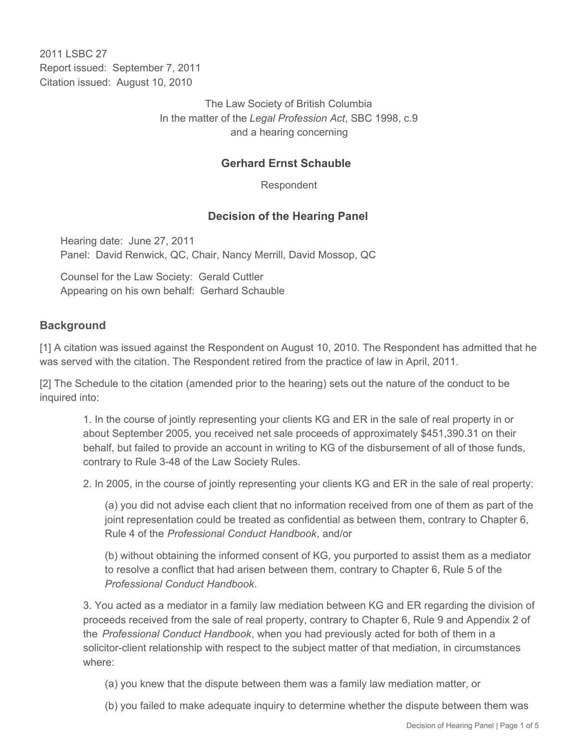2011 LSBC 27
Report issued: September 7, 2011
Citation issued: August 10, 2010

The Law Society of British Columbia
In the matter of the *Legal Profession Act*, SBC 1998, c.9
and a hearing concerning

**Gerhard Ernst Schauble**

Respondent

## Decision of the Hearing Panel

Hearing date: June 27, 2011
Panel: David Renwick, QC, Chair, Nancy Merrill, David Mossop, QC

Counsel for the Law Society: Gerald Cuttler
Appearing on his own behalf: Gerhard Schauble

## Background

[1] A citation was issued against the Respondent on August 10, 2010. The Respondent has admitted that he was served with the citation. The Respondent retired from the practice of law in April, 2011.

[2] The Schedule to the citation (amended prior to the hearing) sets out the nature of the conduct to be inquired into:

> 1. In the course of jointly representing your clients KG and ER in the sale of real property in or about September 2005, you received net sale proceeds of approximately $451,390.31 on their behalf, but failed to provide an account in writing to KG of the disbursement of all of those funds, contrary to Rule 3-48 of the Law Society Rules.
>
> 2. In 2005, in the course of jointly representing your clients KG and ER in the sale of real property:
>
> > (a) you did not advise each client that no information received from one of them as part of the joint representation could be treated as confidential as between them, contrary to Chapter 6, Rule 4 of the *Professional Conduct Handbook*, and/or
> >
> > (b) without obtaining the informed consent of KG, you purported to assist them as a mediator to resolve a conflict that had arisen between them, contrary to Chapter 6, Rule 5 of the *Professional Conduct Handbook*.
>
> 3. You acted as a mediator in a family law mediation between KG and ER regarding the division of proceeds received from the sale of real property, contrary to Chapter 6, Rule 9 and Appendix 2 of the *Professional Conduct Handbook*, when you had previously acted for both of them in a solicitor-client relationship with respect to the subject matter of that mediation, in circumstances where:
>
> > (a) you knew that the dispute between them was a family law mediation matter, or
> >
> > (b) you failed to make adequate inquiry to determine whether the dispute between them was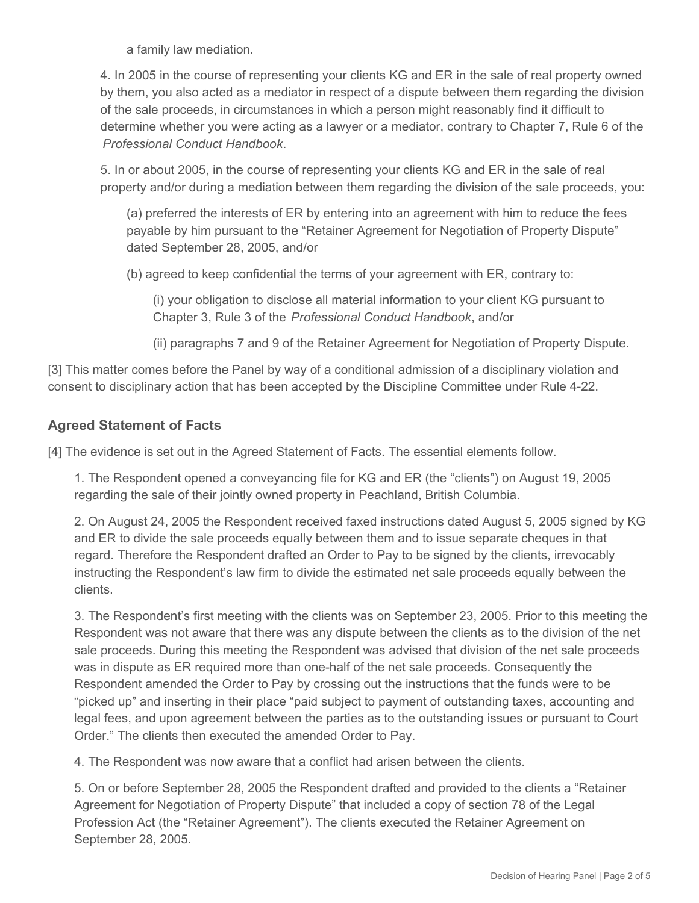a family law mediation.

4. In 2005 in the course of representing your clients KG and ER in the sale of real property owned by them, you also acted as a mediator in respect of a dispute between them regarding the division of the sale proceeds, in circumstances in which a person might reasonably find it difficult to determine whether you were acting as a lawyer or a mediator, contrary to Chapter 7, Rule 6 of the *Professional Conduct Handbook*.

5. In or about 2005, in the course of representing your clients KG and ER in the sale of real property and/or during a mediation between them regarding the division of the sale proceeds, you:

(a) preferred the interests of ER by entering into an agreement with him to reduce the fees payable by him pursuant to the "Retainer Agreement for Negotiation of Property Dispute" dated September 28, 2005, and/or

(b) agreed to keep confidential the terms of your agreement with ER, contrary to:

(i) your obligation to disclose all material information to your client KG pursuant to Chapter 3, Rule 3 of the *Professional Conduct Handbook*, and/or

(ii) paragraphs 7 and 9 of the Retainer Agreement for Negotiation of Property Dispute.

[3] This matter comes before the Panel by way of a conditional admission of a disciplinary violation and consent to disciplinary action that has been accepted by the Discipline Committee under Rule 4-22.

## Agreed Statement of Facts

[4] The evidence is set out in the Agreed Statement of Facts. The essential elements follow.

1. The Respondent opened a conveyancing file for KG and ER (the "clients") on August 19, 2005 regarding the sale of their jointly owned property in Peachland, British Columbia.

2. On August 24, 2005 the Respondent received faxed instructions dated August 5, 2005 signed by KG and ER to divide the sale proceeds equally between them and to issue separate cheques in that regard. Therefore the Respondent drafted an Order to Pay to be signed by the clients, irrevocably instructing the Respondent's law firm to divide the estimated net sale proceeds equally between the clients.

3. The Respondent's first meeting with the clients was on September 23, 2005. Prior to this meeting the Respondent was not aware that there was any dispute between the clients as to the division of the net sale proceeds. During this meeting the Respondent was advised that division of the net sale proceeds was in dispute as ER required more than one-half of the net sale proceeds. Consequently the Respondent amended the Order to Pay by crossing out the instructions that the funds were to be "picked up" and inserting in their place "paid subject to payment of outstanding taxes, accounting and legal fees, and upon agreement between the parties as to the outstanding issues or pursuant to Court Order." The clients then executed the amended Order to Pay.

4. The Respondent was now aware that a conflict had arisen between the clients.

5. On or before September 28, 2005 the Respondent drafted and provided to the clients a "Retainer Agreement for Negotiation of Property Dispute" that included a copy of section 78 of the Legal Profession Act (the "Retainer Agreement"). The clients executed the Retainer Agreement on September 28, 2005.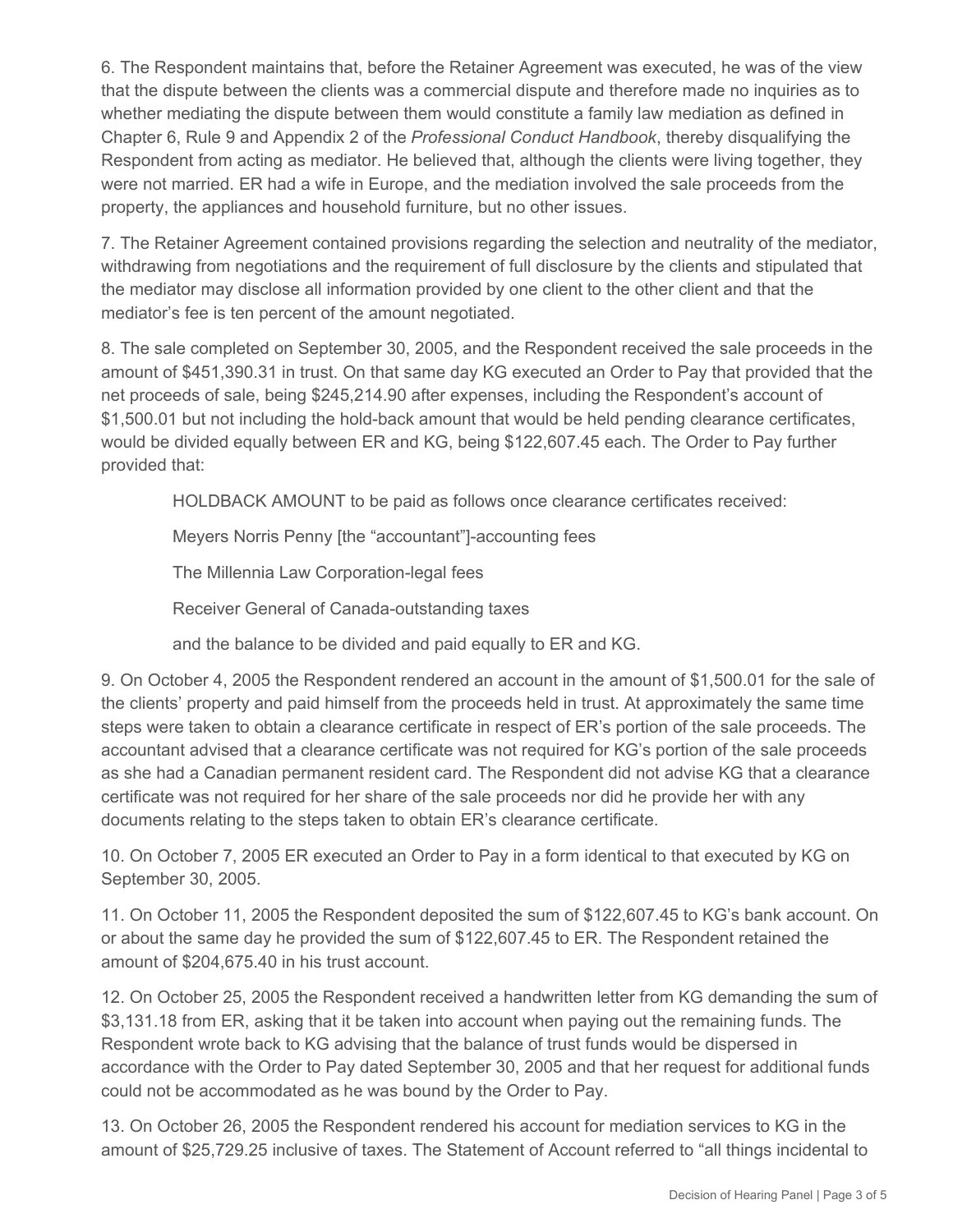6. The Respondent maintains that, before the Retainer Agreement was executed, he was of the view that the dispute between the clients was a commercial dispute and therefore made no inquiries as to whether mediating the dispute between them would constitute a family law mediation as defined in Chapter 6, Rule 9 and Appendix 2 of the *Professional Conduct Handbook*, thereby disqualifying the Respondent from acting as mediator. He believed that, although the clients were living together, they were not married. ER had a wife in Europe, and the mediation involved the sale proceeds from the property, the appliances and household furniture, but no other issues.

7. The Retainer Agreement contained provisions regarding the selection and neutrality of the mediator, withdrawing from negotiations and the requirement of full disclosure by the clients and stipulated that the mediator may disclose all information provided by one client to the other client and that the mediator's fee is ten percent of the amount negotiated.

8. The sale completed on September 30, 2005, and the Respondent received the sale proceeds in the amount of $451,390.31 in trust. On that same day KG executed an Order to Pay that provided that the net proceeds of sale, being $245,214.90 after expenses, including the Respondent's account of $1,500.01 but not including the hold-back amount that would be held pending clearance certificates, would be divided equally between ER and KG, being $122,607.45 each. The Order to Pay further provided that:

> HOLDBACK AMOUNT to be paid as follows once clearance certificates received:
>
> Meyers Norris Penny [the "accountant"]-accounting fees
>
> The Millennia Law Corporation-legal fees
>
> Receiver General of Canada-outstanding taxes
>
> and the balance to be divided and paid equally to ER and KG.

9. On October 4, 2005 the Respondent rendered an account in the amount of $1,500.01 for the sale of the clients' property and paid himself from the proceeds held in trust. At approximately the same time steps were taken to obtain a clearance certificate in respect of ER's portion of the sale proceeds. The accountant advised that a clearance certificate was not required for KG's portion of the sale proceeds as she had a Canadian permanent resident card. The Respondent did not advise KG that a clearance certificate was not required for her share of the sale proceeds nor did he provide her with any documents relating to the steps taken to obtain ER's clearance certificate.

10. On October 7, 2005 ER executed an Order to Pay in a form identical to that executed by KG on September 30, 2005.

11. On October 11, 2005 the Respondent deposited the sum of $122,607.45 to KG's bank account. On or about the same day he provided the sum of $122,607.45 to ER. The Respondent retained the amount of $204,675.40 in his trust account.

12. On October 25, 2005 the Respondent received a handwritten letter from KG demanding the sum of $3,131.18 from ER, asking that it be taken into account when paying out the remaining funds. The Respondent wrote back to KG advising that the balance of trust funds would be dispersed in accordance with the Order to Pay dated September 30, 2005 and that her request for additional funds could not be accommodated as he was bound by the Order to Pay.

13. On October 26, 2005 the Respondent rendered his account for mediation services to KG in the amount of $25,729.25 inclusive of taxes. The Statement of Account referred to "all things incidental to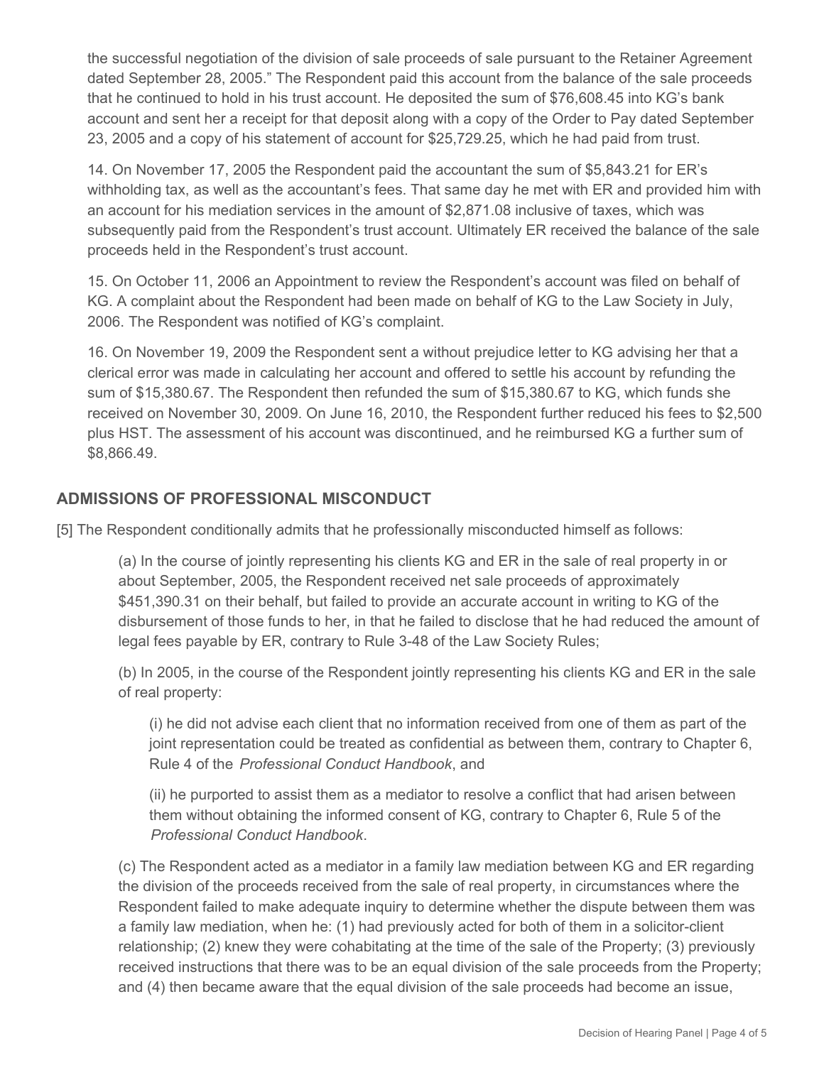the successful negotiation of the division of sale proceeds of sale pursuant to the Retainer Agreement dated September 28, 2005." The Respondent paid this account from the balance of the sale proceeds that he continued to hold in his trust account. He deposited the sum of $76,608.45 into KG's bank account and sent her a receipt for that deposit along with a copy of the Order to Pay dated September 23, 2005 and a copy of his statement of account for $25,729.25, which he had paid from trust.

14. On November 17, 2005 the Respondent paid the accountant the sum of $5,843.21 for ER's withholding tax, as well as the accountant's fees. That same day he met with ER and provided him with an account for his mediation services in the amount of $2,871.08 inclusive of taxes, which was subsequently paid from the Respondent's trust account. Ultimately ER received the balance of the sale proceeds held in the Respondent's trust account.

15. On October 11, 2006 an Appointment to review the Respondent's account was filed on behalf of KG. A complaint about the Respondent had been made on behalf of KG to the Law Society in July, 2006. The Respondent was notified of KG's complaint.

16. On November 19, 2009 the Respondent sent a without prejudice letter to KG advising her that a clerical error was made in calculating her account and offered to settle his account by refunding the sum of $15,380.67. The Respondent then refunded the sum of $15,380.67 to KG, which funds she received on November 30, 2009. On June 16, 2010, the Respondent further reduced his fees to $2,500 plus HST. The assessment of his account was discontinued, and he reimbursed KG a further sum of $8,866.49.

## ADMISSIONS OF PROFESSIONAL MISCONDUCT

[5] The Respondent conditionally admits that he professionally misconducted himself as follows:

(a) In the course of jointly representing his clients KG and ER in the sale of real property in or about September, 2005, the Respondent received net sale proceeds of approximately $451,390.31 on their behalf, but failed to provide an accurate account in writing to KG of the disbursement of those funds to her, in that he failed to disclose that he had reduced the amount of legal fees payable by ER, contrary to Rule 3-48 of the Law Society Rules;

(b) In 2005, in the course of the Respondent jointly representing his clients KG and ER in the sale of real property:

(i) he did not advise each client that no information received from one of them as part of the joint representation could be treated as confidential as between them, contrary to Chapter 6, Rule 4 of the *Professional Conduct Handbook*, and

(ii) he purported to assist them as a mediator to resolve a conflict that had arisen between them without obtaining the informed consent of KG, contrary to Chapter 6, Rule 5 of the *Professional Conduct Handbook*.

(c) The Respondent acted as a mediator in a family law mediation between KG and ER regarding the division of the proceeds received from the sale of real property, in circumstances where the Respondent failed to make adequate inquiry to determine whether the dispute between them was a family law mediation, when he: (1) had previously acted for both of them in a solicitor-client relationship; (2) knew they were cohabitating at the time of the sale of the Property; (3) previously received instructions that there was to be an equal division of the sale proceeds from the Property; and (4) then became aware that the equal division of the sale proceeds had become an issue,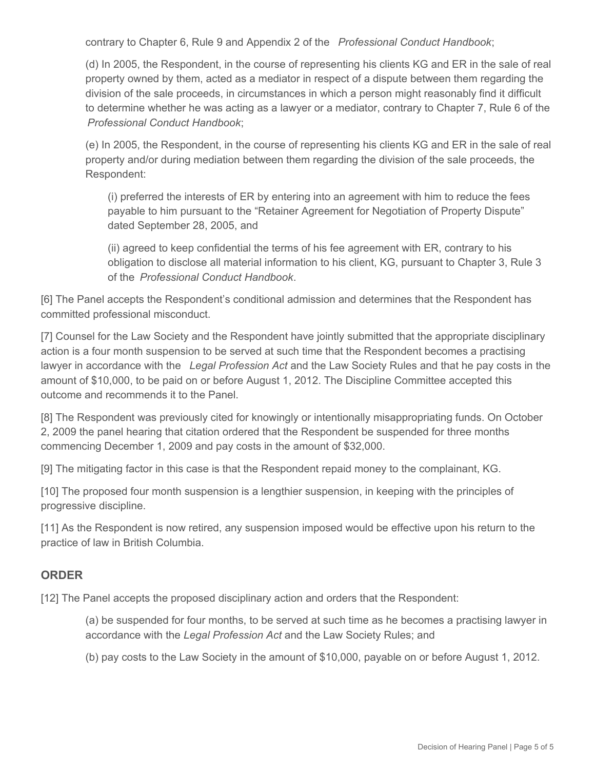contrary to Chapter 6, Rule 9 and Appendix 2 of the *Professional Conduct Handbook*;

(d) In 2005, the Respondent, in the course of representing his clients KG and ER in the sale of real property owned by them, acted as a mediator in respect of a dispute between them regarding the division of the sale proceeds, in circumstances in which a person might reasonably find it difficult to determine whether he was acting as a lawyer or a mediator, contrary to Chapter 7, Rule 6 of the *Professional Conduct Handbook*;

(e) In 2005, the Respondent, in the course of representing his clients KG and ER in the sale of real property and/or during mediation between them regarding the division of the sale proceeds, the Respondent:

(i) preferred the interests of ER by entering into an agreement with him to reduce the fees payable to him pursuant to the "Retainer Agreement for Negotiation of Property Dispute" dated September 28, 2005, and

(ii) agreed to keep confidential the terms of his fee agreement with ER, contrary to his obligation to disclose all material information to his client, KG, pursuant to Chapter 3, Rule 3 of the *Professional Conduct Handbook*.

[6] The Panel accepts the Respondent's conditional admission and determines that the Respondent has committed professional misconduct.

[7] Counsel for the Law Society and the Respondent have jointly submitted that the appropriate disciplinary action is a four month suspension to be served at such time that the Respondent becomes a practising lawyer in accordance with the *Legal Profession Act* and the Law Society Rules and that he pay costs in the amount of $10,000, to be paid on or before August 1, 2012. The Discipline Committee accepted this outcome and recommends it to the Panel.

[8] The Respondent was previously cited for knowingly or intentionally misappropriating funds. On October 2, 2009 the panel hearing that citation ordered that the Respondent be suspended for three months commencing December 1, 2009 and pay costs in the amount of $32,000.

[9] The mitigating factor in this case is that the Respondent repaid money to the complainant, KG.

[10] The proposed four month suspension is a lengthier suspension, in keeping with the principles of progressive discipline.

[11] As the Respondent is now retired, any suspension imposed would be effective upon his return to the practice of law in British Columbia.

## ORDER

[12] The Panel accepts the proposed disciplinary action and orders that the Respondent:

(a) be suspended for four months, to be served at such time as he becomes a practising lawyer in accordance with the *Legal Profession Act* and the Law Society Rules; and

(b) pay costs to the Law Society in the amount of $10,000, payable on or before August 1, 2012.